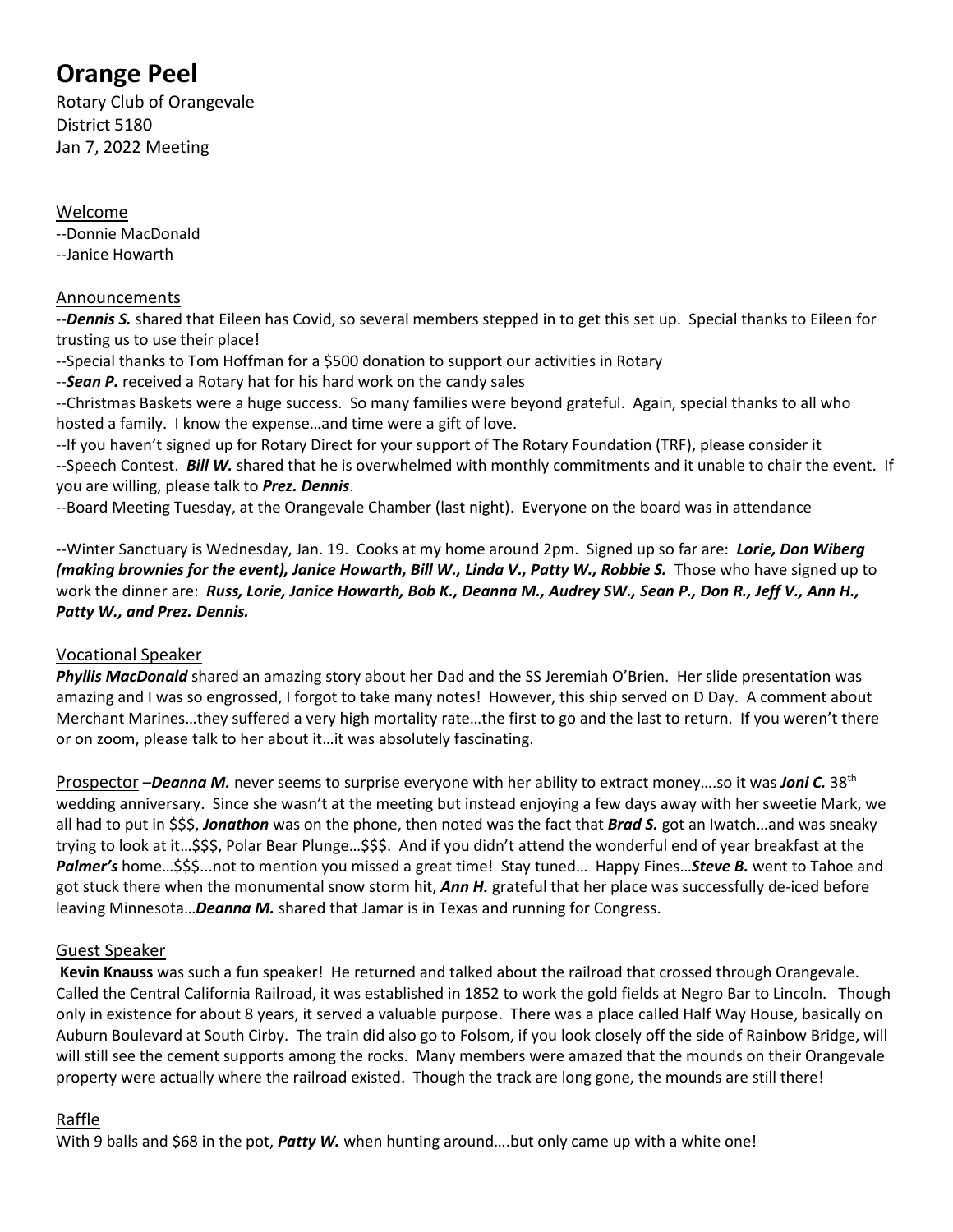# Orange Peel

Rotary Club of Orangevale
District 5180
Jan 7, 2022 Meeting

## Welcome

--Donnie MacDonald
--Janice Howarth

## Announcements

--***Dennis S.*** shared that Eileen has Covid, so several members stepped in to get this set up. Special thanks to Eileen for trusting us to use their place!
--Special thanks to Tom Hoffman for a $500 donation to support our activities in Rotary
--***Sean P.*** received a Rotary hat for his hard work on the candy sales
--Christmas Baskets were a huge success. So many families were beyond grateful. Again, special thanks to all who hosted a family. I know the expense…and time were a gift of love.
--If you haven't signed up for Rotary Direct for your support of The Rotary Foundation (TRF), please consider it
--Speech Contest. ***Bill W.*** shared that he is overwhelmed with monthly commitments and it unable to chair the event. If you are willing, please talk to ***Prez. Dennis***.
--Board Meeting Tuesday, at the Orangevale Chamber (last night). Everyone on the board was in attendance

--Winter Sanctuary is Wednesday, Jan. 19. Cooks at my home around 2pm. Signed up so far are: ***Lorie, Don Wiberg (making brownies for the event), Janice Howarth, Bill W., Linda V., Patty W., Robbie S.*** Those who have signed up to work the dinner are: ***Russ, Lorie, Janice Howarth, Bob K., Deanna M., Audrey SW., Sean P., Don R., Jeff V., Ann H., Patty W., and Prez. Dennis.***

## Vocational Speaker

***Phyllis MacDonald*** shared an amazing story about her Dad and the SS Jeremiah O'Brien. Her slide presentation was amazing and I was so engrossed, I forgot to take many notes! However, this ship served on D Day. A comment about Merchant Marines…they suffered a very high mortality rate…the first to go and the last to return. If you weren't there or on zoom, please talk to her about it…it was absolutely fascinating.

## Prospector

–***Deanna M.*** never seems to surprise everyone with her ability to extract money….so it was ***Joni C.*** 38th wedding anniversary. Since she wasn't at the meeting but instead enjoying a few days away with her sweetie Mark, we all had to put in $$$, ***Jonathon*** was on the phone, then noted was the fact that ***Brad S.*** got an Iwatch…and was sneaky trying to look at it…$$$, Polar Bear Plunge…$$$. And if you didn't attend the wonderful end of year breakfast at the ***Palmer's*** home…$$$...not to mention you missed a great time! Stay tuned… Happy Fines…***Steve B.*** went to Tahoe and got stuck there when the monumental snow storm hit, ***Ann H.*** grateful that her place was successfully de-iced before leaving Minnesota…***Deanna M.*** shared that Jamar is in Texas and running for Congress.

## Guest Speaker

**Kevin Knauss** was such a fun speaker! He returned and talked about the railroad that crossed through Orangevale. Called the Central California Railroad, it was established in 1852 to work the gold fields at Negro Bar to Lincoln. Though only in existence for about 8 years, it served a valuable purpose. There was a place called Half Way House, basically on Auburn Boulevard at South Cirby. The train did also go to Folsom, if you look closely off the side of Rainbow Bridge, will will still see the cement supports among the rocks. Many members were amazed that the mounds on their Orangevale property were actually where the railroad existed. Though the track are long gone, the mounds are still there!

## Raffle

With 9 balls and $68 in the pot, ***Patty W.*** when hunting around….but only came up with a white one!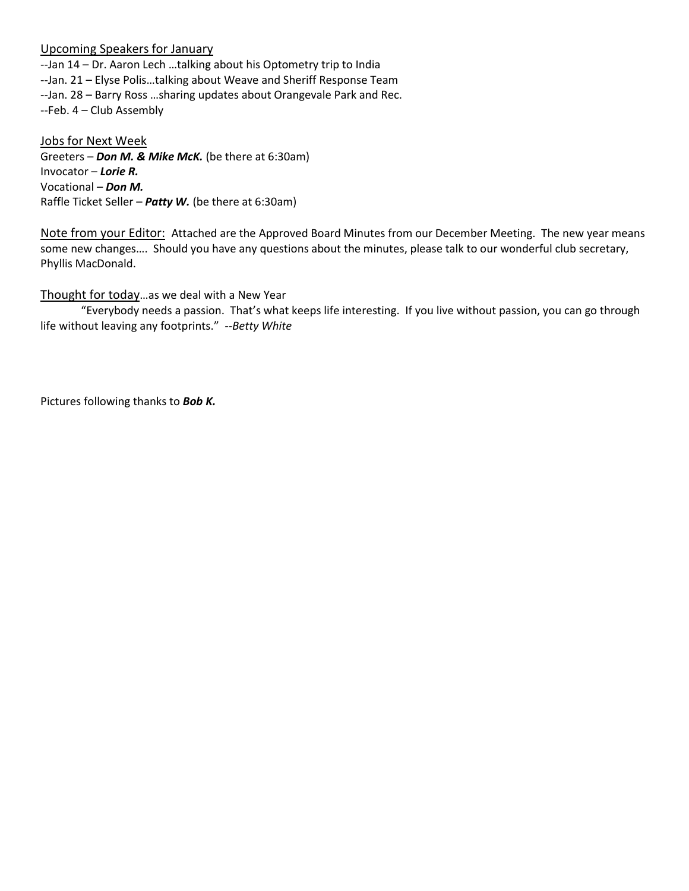<u>Upcoming Speakers for January</u>

--Jan 14 – Dr. Aaron Lech …talking about his Optometry trip to India
--Jan. 21 – Elyse Polis…talking about Weave and Sheriff Response Team
--Jan. 28 – Barry Ross …sharing updates about Orangevale Park and Rec.
--Feb. 4 – Club Assembly

<u>Jobs for Next Week</u>

Greeters – ***Don M. & Mike McK.*** (be there at 6:30am)
Invocator – ***Lorie R.***
Vocational – ***Don M.***
Raffle Ticket Seller – ***Patty W.*** (be there at 6:30am)

<u>Note from your Editor:</u> Attached are the Approved Board Minutes from our December Meeting. The new year means some new changes…. Should you have any questions about the minutes, please talk to our wonderful club secretary, Phyllis MacDonald.

<u>Thought for today</u>…as we deal with a New Year

"Everybody needs a passion. That's what keeps life interesting. If you live without passion, you can go through life without leaving any footprints." --*Betty White*

Pictures following thanks to ***Bob K.***